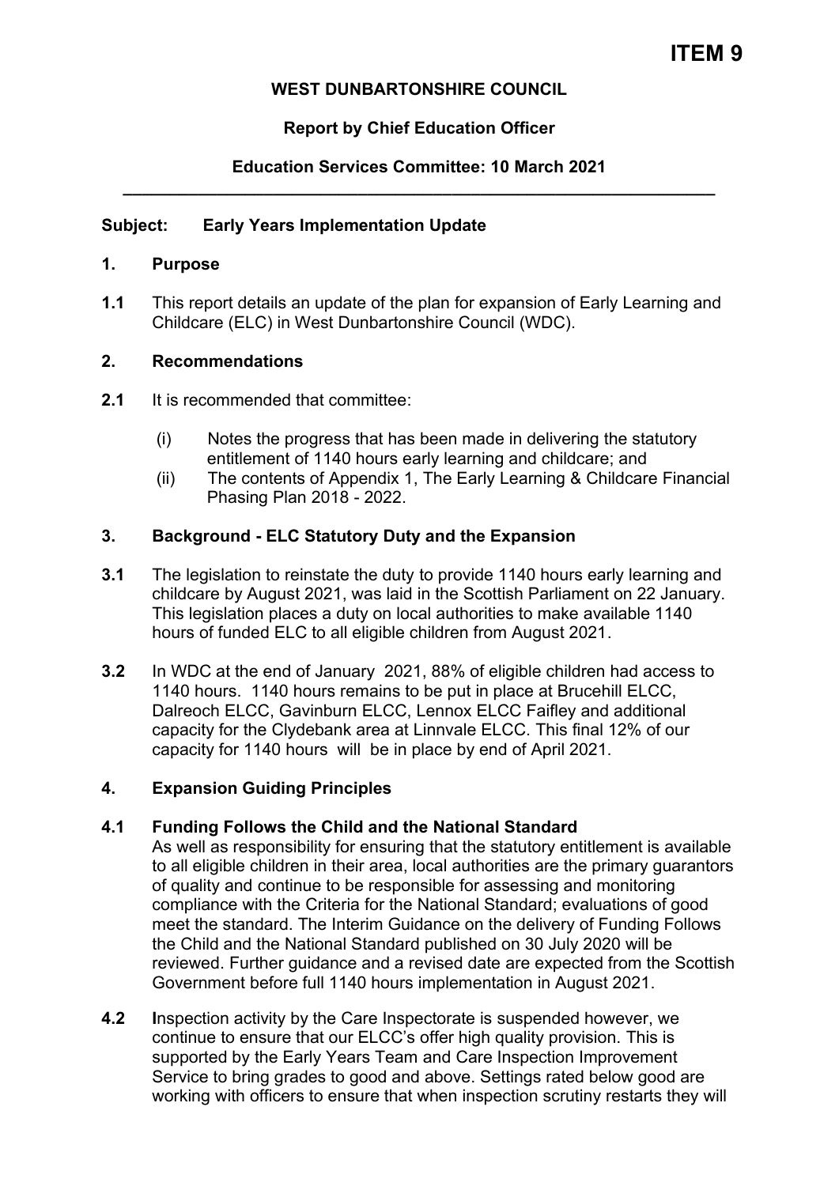# ITEM 9

**WEST DUNBARTONSHIRE COUNCIL**

**Report by Chief Education Officer**

**Education Services Committee: 10 March 2021**

---

**Subject: Early Years Implementation Update**

## 1. Purpose

**1.1** This report details an update of the plan for expansion of Early Learning and Childcare (ELC) in West Dunbartonshire Council (WDC).

## 2. Recommendations

**2.1** It is recommended that committee:

(i) Notes the progress that has been made in delivering the statutory entitlement of 1140 hours early learning and childcare; and

(ii) The contents of Appendix 1, The Early Learning & Childcare Financial Phasing Plan 2018 - 2022.

## 3. Background - ELC Statutory Duty and the Expansion

**3.1** The legislation to reinstate the duty to provide 1140 hours early learning and childcare by August 2021, was laid in the Scottish Parliament on 22 January. This legislation places a duty on local authorities to make available 1140 hours of funded ELC to all eligible children from August 2021.

**3.2** In WDC at the end of January 2021, 88% of eligible children had access to 1140 hours. 1140 hours remains to be put in place at Brucehill ELCC, Dalreoch ELCC, Gavinburn ELCC, Lennox ELCC Faifley and additional capacity for the Clydebank area at Linnvale ELCC. This final 12% of our capacity for 1140 hours will be in place by end of April 2021.

## 4. Expansion Guiding Principles

**4.1 Funding Follows the Child and the National Standard**
As well as responsibility for ensuring that the statutory entitlement is available to all eligible children in their area, local authorities are the primary guarantors of quality and continue to be responsible for assessing and monitoring compliance with the Criteria for the National Standard; evaluations of good meet the standard. The Interim Guidance on the delivery of Funding Follows the Child and the National Standard published on 30 July 2020 will be reviewed. Further guidance and a revised date are expected from the Scottish Government before full 1140 hours implementation in August 2021.

**4.2** Inspection activity by the Care Inspectorate is suspended however, we continue to ensure that our ELCC's offer high quality provision. This is supported by the Early Years Team and Care Inspection Improvement Service to bring grades to good and above. Settings rated below good are working with officers to ensure that when inspection scrutiny restarts they will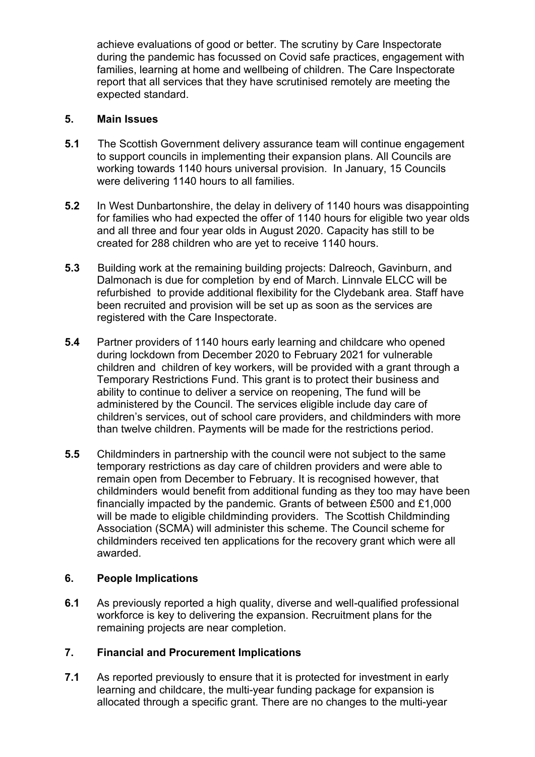achieve evaluations of good or better. The scrutiny by Care Inspectorate during the pandemic has focussed on Covid safe practices, engagement with families, learning at home and wellbeing of children. The Care Inspectorate report that all services that they have scrutinised remotely are meeting the expected standard.

## 5. Main Issues

**5.1** The Scottish Government delivery assurance team will continue engagement to support councils in implementing their expansion plans. All Councils are working towards 1140 hours universal provision. In January, 15 Councils were delivering 1140 hours to all families.

**5.2** In West Dunbartonshire, the delay in delivery of 1140 hours was disappointing for families who had expected the offer of 1140 hours for eligible two year olds and all three and four year olds in August 2020. Capacity has still to be created for 288 children who are yet to receive 1140 hours.

**5.3** Building work at the remaining building projects: Dalreoch, Gavinburn, and Dalmonach is due for completion by end of March. Linnvale ELCC will be refurbished to provide additional flexibility for the Clydebank area. Staff have been recruited and provision will be set up as soon as the services are registered with the Care Inspectorate.

**5.4** Partner providers of 1140 hours early learning and childcare who opened during lockdown from December 2020 to February 2021 for vulnerable children and children of key workers, will be provided with a grant through a Temporary Restrictions Fund. This grant is to protect their business and ability to continue to deliver a service on reopening, The fund will be administered by the Council. The services eligible include day care of children's services, out of school care providers, and childminders with more than twelve children. Payments will be made for the restrictions period.

**5.5** Childminders in partnership with the council were not subject to the same temporary restrictions as day care of children providers and were able to remain open from December to February. It is recognised however, that childminders would benefit from additional funding as they too may have been financially impacted by the pandemic. Grants of between £500 and £1,000 will be made to eligible childminding providers. The Scottish Childminding Association (SCMA) will administer this scheme. The Council scheme for childminders received ten applications for the recovery grant which were all awarded.

## 6. People Implications

**6.1** As previously reported a high quality, diverse and well-qualified professional workforce is key to delivering the expansion. Recruitment plans for the remaining projects are near completion.

## 7. Financial and Procurement Implications

**7.1** As reported previously to ensure that it is protected for investment in early learning and childcare, the multi-year funding package for expansion is allocated through a specific grant. There are no changes to the multi-year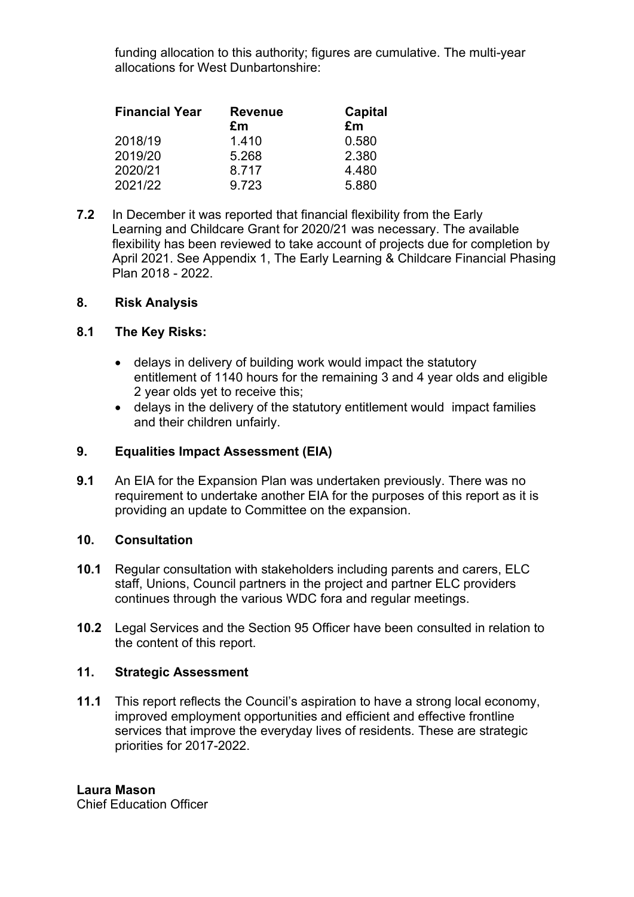funding allocation to this authority; figures are cumulative. The multi-year allocations for West Dunbartonshire:

| Financial Year | Revenue £m | Capital £m |
|---|---|---|
| 2018/19 | 1.410 | 0.580 |
| 2019/20 | 5.268 | 2.380 |
| 2020/21 | 8.717 | 4.480 |
| 2021/22 | 9.723 | 5.880 |

**7.2** In December it was reported that financial flexibility from the Early Learning and Childcare Grant for 2020/21 was necessary. The available flexibility has been reviewed to take account of projects due for completion by April 2021. See Appendix 1, The Early Learning & Childcare Financial Phasing Plan 2018 - 2022.

## 8. Risk Analysis

### 8.1 The Key Risks:

- delays in delivery of building work would impact the statutory entitlement of 1140 hours for the remaining 3 and 4 year olds and eligible 2 year olds yet to receive this;
- delays in the delivery of the statutory entitlement would impact families and their children unfairly.

## 9. Equalities Impact Assessment (EIA)

**9.1** An EIA for the Expansion Plan was undertaken previously. There was no requirement to undertake another EIA for the purposes of this report as it is providing an update to Committee on the expansion.

## 10. Consultation

**10.1** Regular consultation with stakeholders including parents and carers, ELC staff, Unions, Council partners in the project and partner ELC providers continues through the various WDC fora and regular meetings.

**10.2** Legal Services and the Section 95 Officer have been consulted in relation to the content of this report.

## 11. Strategic Assessment

**11.1** This report reflects the Council's aspiration to have a strong local economy, improved employment opportunities and efficient and effective frontline services that improve the everyday lives of residents. These are strategic priorities for 2017-2022.

**Laura Mason**
Chief Education Officer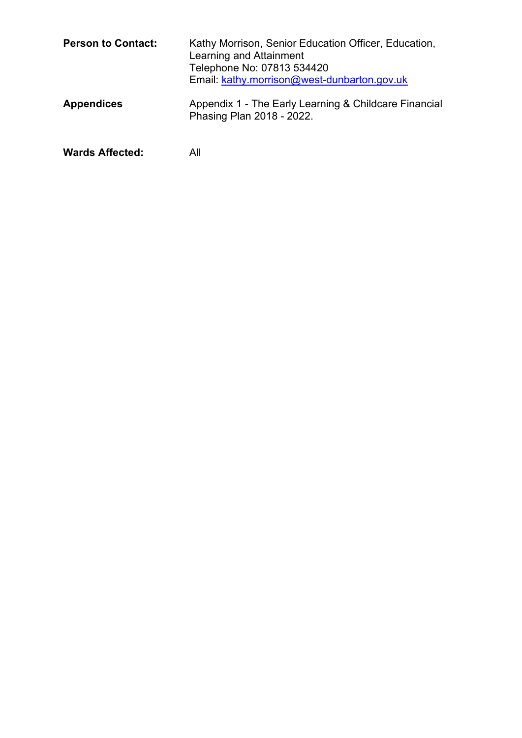| | |
|---|---|
| **Person to Contact:** | Kathy Morrison, Senior Education Officer, Education, Learning and Attainment<br>Telephone No: 07813 534420<br>Email: kathy.morrison@west-dunbarton.gov.uk |
| **Appendices** | Appendix 1 - The Early Learning & Childcare Financial Phasing Plan 2018 - 2022. |
| **Wards Affected:** | All |